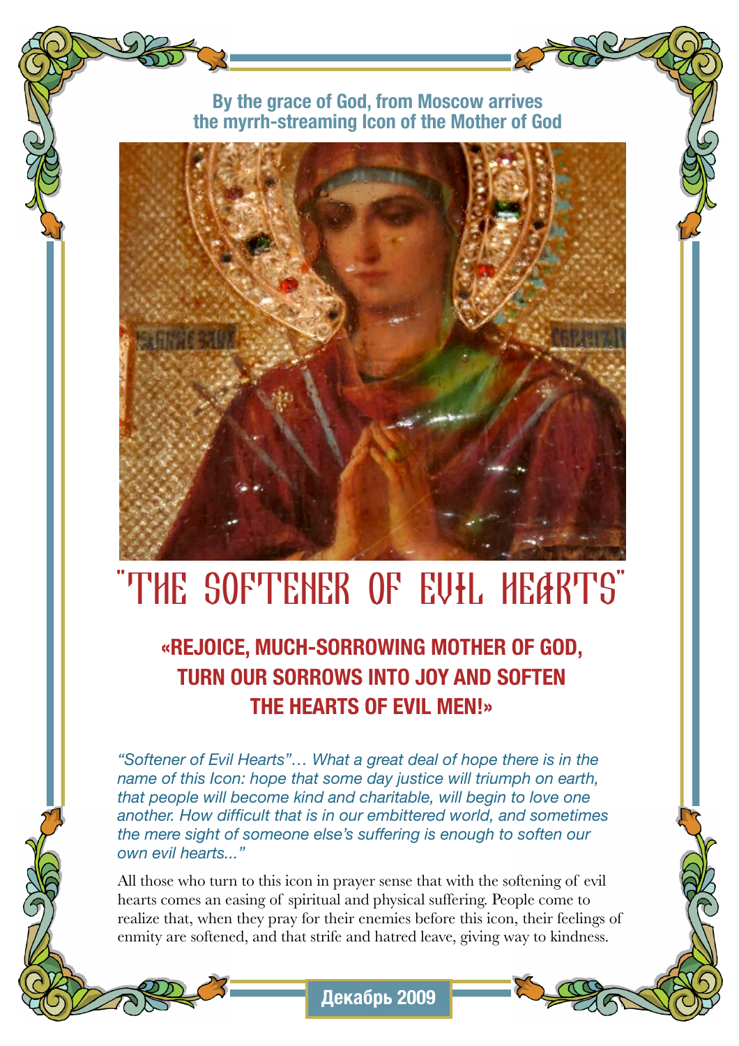**By the grace of God, from Moscow arrives the myrrh-streaming Icon of the Mother of God**

# "THE SOFTENER OF EVIL HEARTS"

## «REJOICE, MUCH-SORROWING MOTHER OF GOD, TURN OUR SORROWS INTO JOY AND SOFTEN THE HEARTS OF EVIL MEN!»

*"Softener of Evil Hearts"… What a great deal of hope there is in the name of this Icon: hope that some day justice will triumph on earth, that people will become kind and charitable, will begin to love one another. How difficult that is in our embittered world, and sometimes the mere sight of someone else's suffering is enough to soften our own evil hearts..."*

All those who turn to this icon in prayer sense that with the softening of evil hearts comes an easing of spiritual and physical suffering. People come to realize that, when they pray for their enemies before this icon, their feelings of enmity are softened, and that strife and hatred leave, giving way to kindness.

**Декабрь 2009**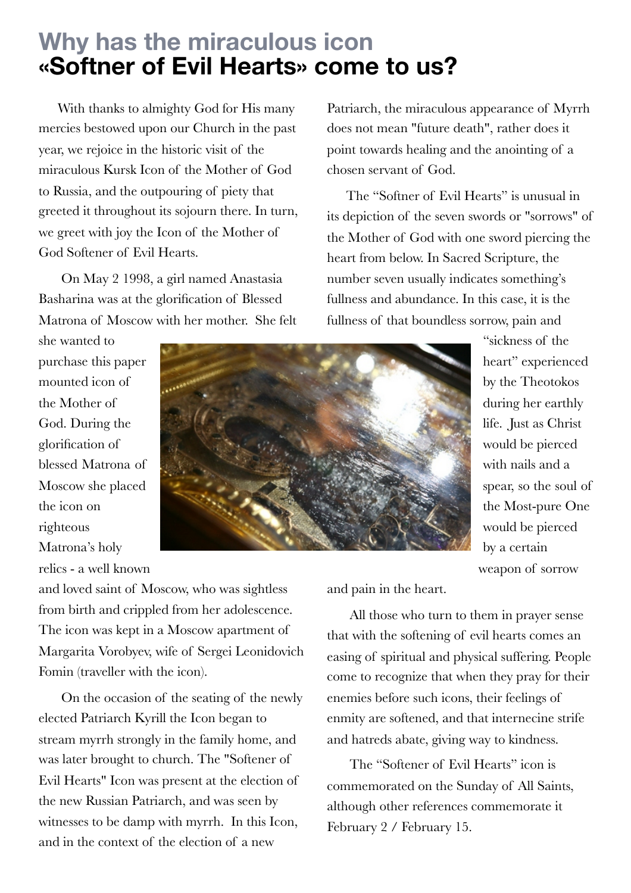# Why has the miraculous icon «Softner of Evil Hearts» come to us?

With thanks to almighty God for His many mercies bestowed upon our Church in the past year, we rejoice in the historic visit of the miraculous Kursk Icon of the Mother of God to Russia, and the outpouring of piety that greeted it throughout its sojourn there. In turn, we greet with joy the Icon of the Mother of God Softener of Evil Hearts.

On May 2 1998, a girl named Anastasia Basharina was at the glorification of Blessed Matrona of Moscow with her mother. She felt she wanted to purchase this paper mounted icon of the Mother of God. During the glorification of blessed Matrona of Moscow she placed the icon on righteous Matrona's holy relics - a well known and loved saint of Moscow, who was sightless from birth and crippled from her adolescence. The icon was kept in a Moscow apartment of Margarita Vorobyev, wife of Sergei Leonidovich Fomin (traveller with the icon).

On the occasion of the seating of the newly elected Patriarch Kyrill the Icon began to stream myrrh strongly in the family home, and was later brought to church. The "Softener of Evil Hearts" Icon was present at the election of the new Russian Patriarch, and was seen by witnesses to be damp with myrrh. In this Icon, and in the context of the election of a new Patriarch, the miraculous appearance of Myrrh does not mean "future death", rather does it point towards healing and the anointing of a chosen servant of God.

The "Softner of Evil Hearts" is unusual in its depiction of the seven swords or "sorrows" of the Mother of God with one sword piercing the heart from below. In Sacred Scripture, the number seven usually indicates something's fullness and abundance. In this case, it is the fullness of that boundless sorrow, pain and "sickness of the heart" experienced by the Theotokos during her earthly life. Just as Christ would be pierced with nails and a spear, so the soul of the Most-pure One would be pierced by a certain weapon of sorrow and pain in the heart.

All those who turn to them in prayer sense that with the softening of evil hearts comes an easing of spiritual and physical suffering. People come to recognize that when they pray for their enemies before such icons, their feelings of enmity are softened, and that internecine strife and hatreds abate, giving way to kindness.

The "Softener of Evil Hearts" icon is commemorated on the Sunday of All Saints, although other references commemorate it February 2 / February 15.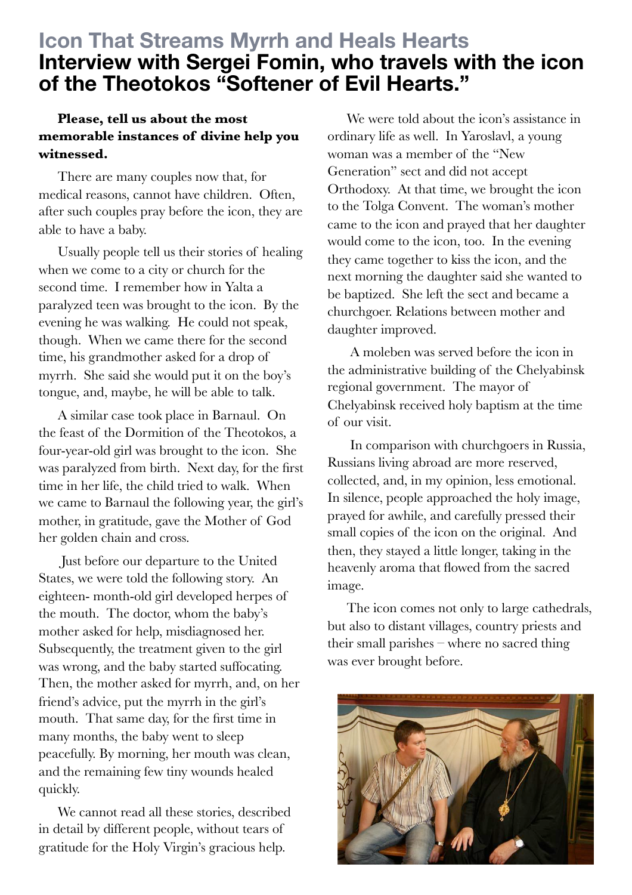# Icon That Streams Myrrh and Heals Hearts

## Interview with Sergei Fomin, who travels with the icon of the Theotokos "Softener of Evil Hearts."

**Please, tell us about the most memorable instances of divine help you witnessed.**

There are many couples now that, for medical reasons, cannot have children. Often, after such couples pray before the icon, they are able to have a baby.

Usually people tell us their stories of healing when we come to a city or church for the second time. I remember how in Yalta a paralyzed teen was brought to the icon. By the evening he was walking. He could not speak, though. When we came there for the second time, his grandmother asked for a drop of myrrh. She said she would put it on the boy's tongue, and, maybe, he will be able to talk.

A similar case took place in Barnaul. On the feast of the Dormition of the Theotokos, a four-year-old girl was brought to the icon. She was paralyzed from birth. Next day, for the first time in her life, the child tried to walk. When we came to Barnaul the following year, the girl's mother, in gratitude, gave the Mother of God her golden chain and cross.

Just before our departure to the United States, we were told the following story. An eighteen- month-old girl developed herpes of the mouth. The doctor, whom the baby's mother asked for help, misdiagnosed her. Subsequently, the treatment given to the girl was wrong, and the baby started suffocating. Then, the mother asked for myrrh, and, on her friend's advice, put the myrrh in the girl's mouth. That same day, for the first time in many months, the baby went to sleep peacefully. By morning, her mouth was clean, and the remaining few tiny wounds healed quickly.

We cannot read all these stories, described in detail by different people, without tears of gratitude for the Holy Virgin's gracious help.

We were told about the icon's assistance in ordinary life as well. In Yaroslavl, a young woman was a member of the "New Generation" sect and did not accept Orthodoxy. At that time, we brought the icon to the Tolga Convent. The woman's mother came to the icon and prayed that her daughter would come to the icon, too. In the evening they came together to kiss the icon, and the next morning the daughter said she wanted to be baptized. She left the sect and became a churchgoer. Relations between mother and daughter improved.

A moleben was served before the icon in the administrative building of the Chelyabinsk regional government. The mayor of Chelyabinsk received holy baptism at the time of our visit.

In comparison with churchgoers in Russia, Russians living abroad are more reserved, collected, and, in my opinion, less emotional. In silence, people approached the holy image, prayed for awhile, and carefully pressed their small copies of the icon on the original. And then, they stayed a little longer, taking in the heavenly aroma that flowed from the sacred image.

The icon comes not only to large cathedrals, but also to distant villages, country priests and their small parishes – where no sacred thing was ever brought before.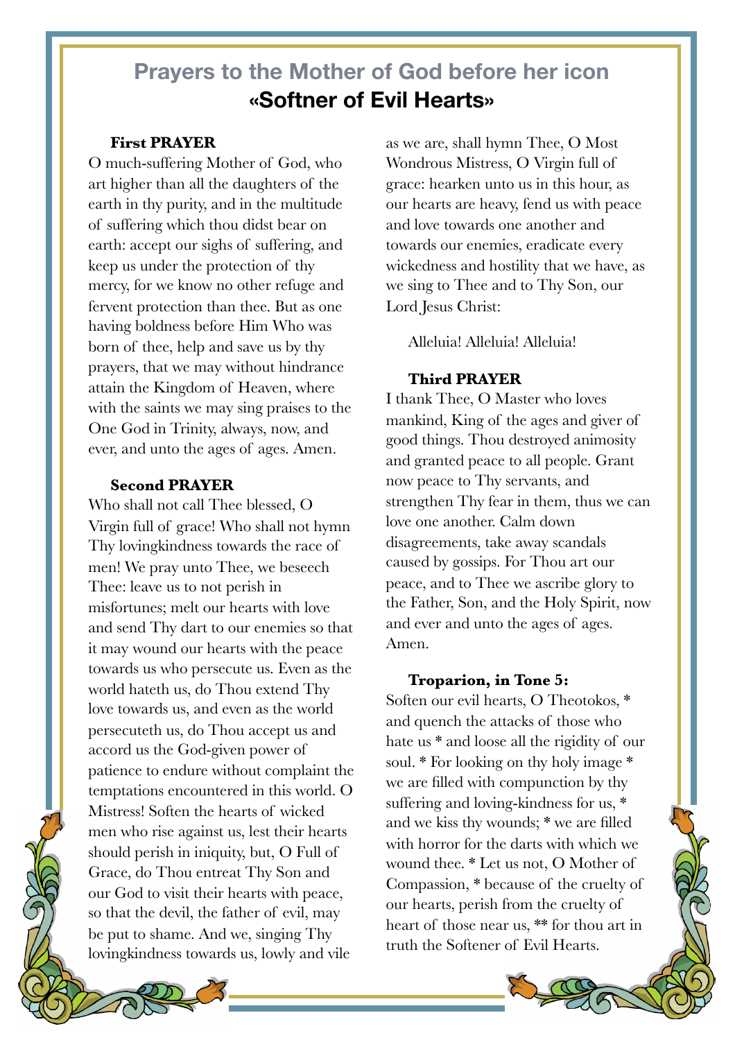# Prayers to the Mother of God before her icon «Softner of Evil Hearts»

**First PRAYER**

O much-suffering Mother of God, who art higher than all the daughters of the earth in thy purity, and in the multitude of suffering which thou didst bear on earth: accept our sighs of suffering, and keep us under the protection of thy mercy, for we know no other refuge and fervent protection than thee. But as one having boldness before Him Who was born of thee, help and save us by thy prayers, that we may without hindrance attain the Kingdom of Heaven, where with the saints we may sing praises to the One God in Trinity, always, now, and ever, and unto the ages of ages. Amen.

**Second PRAYER**

Who shall not call Thee blessed, O Virgin full of grace! Who shall not hymn Thy lovingkindness towards the race of men! We pray unto Thee, we beseech Thee: leave us to not perish in misfortunes; melt our hearts with love and send Thy dart to our enemies so that it may wound our hearts with the peace towards us who persecute us. Even as the world hateth us, do Thou extend Thy love towards us, and even as the world persecuteth us, do Thou accept us and accord us the God-given power of patience to endure without complaint the temptations encountered in this world. O Mistress! Soften the hearts of wicked men who rise against us, lest their hearts should perish in iniquity, but, O Full of Grace, do Thou entreat Thy Son and our God to visit their hearts with peace, so that the devil, the father of evil, may be put to shame. And we, singing Thy lovingkindness towards us, lowly and vile as we are, shall hymn Thee, O Most Wondrous Mistress, O Virgin full of grace: hearken unto us in this hour, as our hearts are heavy, fend us with peace and love towards one another and towards our enemies, eradicate every wickedness and hostility that we have, as we sing to Thee and to Thy Son, our Lord Jesus Christ:

Alleluia! Alleluia! Alleluia!

**Third PRAYER**

I thank Thee, O Master who loves mankind, King of the ages and giver of good things. Thou destroyed animosity and granted peace to all people. Grant now peace to Thy servants, and strengthen Thy fear in them, thus we can love one another. Calm down disagreements, take away scandals caused by gossips. For Thou art our peace, and to Thee we ascribe glory to the Father, Son, and the Holy Spirit, now and ever and unto the ages of ages. Amen.

**Troparion, in Tone 5:**

Soften our evil hearts, O Theotokos, * and quench the attacks of those who hate us * and loose all the rigidity of our soul. * For looking on thy holy image * we are filled with compunction by thy suffering and loving-kindness for us, * and we kiss thy wounds; * we are filled with horror for the darts with which we wound thee. * Let us not, O Mother of Compassion, * because of the cruelty of our hearts, perish from the cruelty of heart of those near us, ** for thou art in truth the Softener of Evil Hearts.